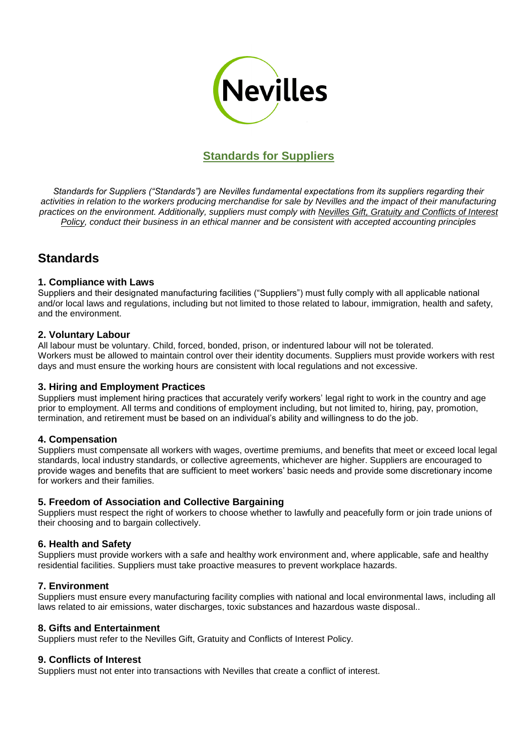# Standards for Suppliers

*Standards for Suppliers ("Standards") are Nevilles fundamental expectations from its suppliers regarding their activities in relation to the workers producing merchandise for sale by Nevilles and the impact of their manufacturing practices on the environment. Additionally, suppliers must comply with Nevilles Gift, Gratuity and Conflicts of Interest Policy, conduct their business in an ethical manner and be consistent with accepted accounting principles*

## Standards

### 1. Compliance with Laws

Suppliers and their designated manufacturing facilities ("Suppliers") must fully comply with all applicable national and/or local laws and regulations, including but not limited to those related to labour, immigration, health and safety, and the environment.

### 2. Voluntary Labour

All labour must be voluntary. Child, forced, bonded, prison, or indentured labour will not be tolerated. Workers must be allowed to maintain control over their identity documents. Suppliers must provide workers with rest days and must ensure the working hours are consistent with local regulations and not excessive.

### 3. Hiring and Employment Practices

Suppliers must implement hiring practices that accurately verify workers' legal right to work in the country and age prior to employment. All terms and conditions of employment including, but not limited to, hiring, pay, promotion, termination, and retirement must be based on an individual's ability and willingness to do the job.

### 4. Compensation

Suppliers must compensate all workers with wages, overtime premiums, and benefits that meet or exceed local legal standards, local industry standards, or collective agreements, whichever are higher. Suppliers are encouraged to provide wages and benefits that are sufficient to meet workers' basic needs and provide some discretionary income for workers and their families.

### 5. Freedom of Association and Collective Bargaining

Suppliers must respect the right of workers to choose whether to lawfully and peacefully form or join trade unions of their choosing and to bargain collectively.

### 6. Health and Safety

Suppliers must provide workers with a safe and healthy work environment and, where applicable, safe and healthy residential facilities. Suppliers must take proactive measures to prevent workplace hazards.

### 7. Environment

Suppliers must ensure every manufacturing facility complies with national and local environmental laws, including all laws related to air emissions, water discharges, toxic substances and hazardous waste disposal..

### 8. Gifts and Entertainment

Suppliers must refer to the Nevilles Gift, Gratuity and Conflicts of Interest Policy.

### 9. Conflicts of Interest

Suppliers must not enter into transactions with Nevilles that create a conflict of interest.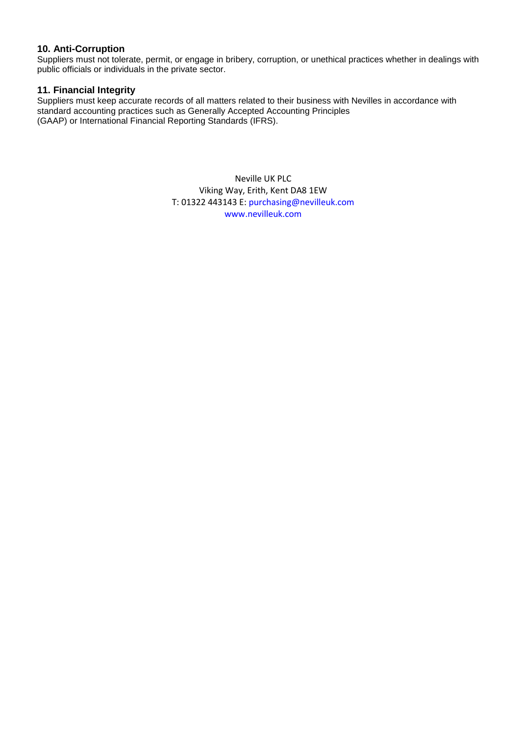### 10. Anti-Corruption

Suppliers must not tolerate, permit, or engage in bribery, corruption, or unethical practices whether in dealings with public officials or individuals in the private sector.

### 11. Financial Integrity

Suppliers must keep accurate records of all matters related to their business with Nevilles in accordance with standard accounting practices such as Generally Accepted Accounting Principles (GAAP) or International Financial Reporting Standards (IFRS).

Neville UK PLC
Viking Way, Erith, Kent DA8 1EW
T: 01322 443143 E: purchasing@nevilleuk.com
www.nevilleuk.com